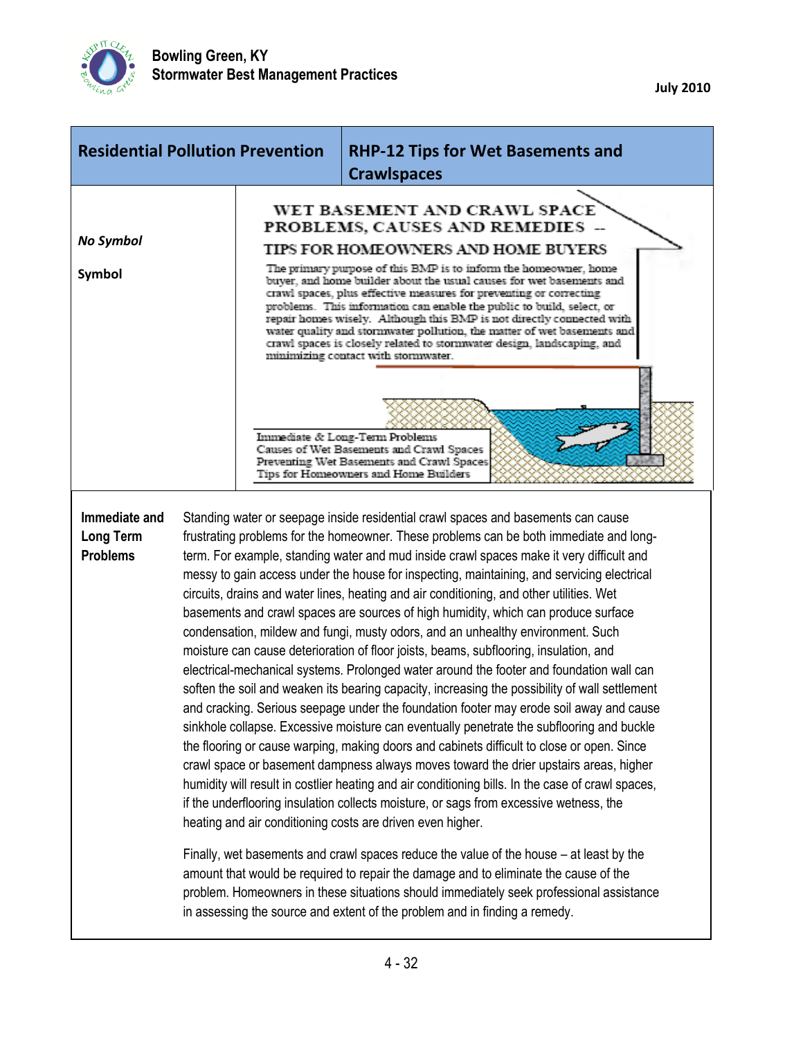| Residential Pollution Prevention | RHP-12 Tips for Wet Basements and Crawlspaces |
|---|---|

*No Symbol*

Symbol

## WET BASEMENT AND CRAWL SPACE PROBLEMS, CAUSES AND REMEDIES -- TIPS FOR HOMEOWNERS AND HOME BUYERS

The primary purpose of this BMP is to inform the homeowner, home buyer, and home builder about the usual causes for wet basements and crawl spaces, plus effective measures for preventing or correcting problems. This information can enable the public to build, select, or repair homes wisely. Although this BMP is not directly connected with water quality and stormwater pollution, the matter of wet basements and crawl spaces is closely related to stormwater design, landscaping, and minimizing contact with stormwater.

Immediate & Long-Term Problems
Causes of Wet Basements and Crawl Spaces
Preventing Wet Basements and Crawl Spaces
Tips for Homeowners and Home Builders

**Immediate and Long Term Problems**

Standing water or seepage inside residential crawl spaces and basements can cause frustrating problems for the homeowner. These problems can be both immediate and long-term. For example, standing water and mud inside crawl spaces make it very difficult and messy to gain access under the house for inspecting, maintaining, and servicing electrical circuits, drains and water lines, heating and air conditioning, and other utilities. Wet basements and crawl spaces are sources of high humidity, which can produce surface condensation, mildew and fungi, musty odors, and an unhealthy environment. Such moisture can cause deterioration of floor joists, beams, subflooring, insulation, and electrical-mechanical systems. Prolonged water around the footer and foundation wall can soften the soil and weaken its bearing capacity, increasing the possibility of wall settlement and cracking. Serious seepage under the foundation footer may erode soil away and cause sinkhole collapse. Excessive moisture can eventually penetrate the subflooring and buckle the flooring or cause warping, making doors and cabinets difficult to close or open. Since crawl space or basement dampness always moves toward the drier upstairs areas, higher humidity will result in costlier heating and air conditioning bills. In the case of crawl spaces, if the underflooring insulation collects moisture, or sags from excessive wetness, the heating and air conditioning costs are driven even higher.

Finally, wet basements and crawl spaces reduce the value of the house – at least by the amount that would be required to repair the damage and to eliminate the cause of the problem. Homeowners in these situations should immediately seek professional assistance in assessing the source and extent of the problem and in finding a remedy.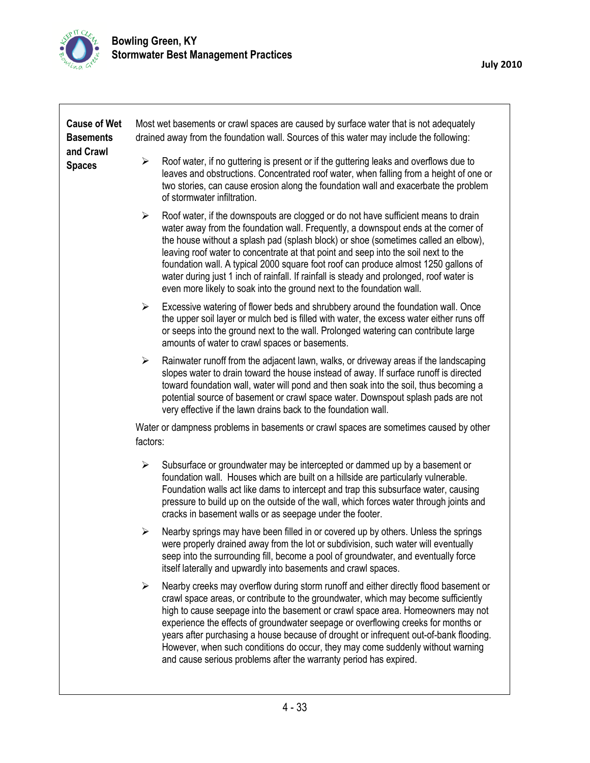## Cause of Wet Basements and Crawl Spaces

Most wet basements or crawl spaces are caused by surface water that is not adequately drained away from the foundation wall. Sources of this water may include the following:

- Roof water, if no guttering is present or if the guttering leaks and overflows due to leaves and obstructions. Concentrated roof water, when falling from a height of one or two stories, can cause erosion along the foundation wall and exacerbate the problem of stormwater infiltration.
- Roof water, if the downspouts are clogged or do not have sufficient means to drain water away from the foundation wall. Frequently, a downspout ends at the corner of the house without a splash pad (splash block) or shoe (sometimes called an elbow), leaving roof water to concentrate at that point and seep into the soil next to the foundation wall. A typical 2000 square foot roof can produce almost 1250 gallons of water during just 1 inch of rainfall. If rainfall is steady and prolonged, roof water is even more likely to soak into the ground next to the foundation wall.
- Excessive watering of flower beds and shrubbery around the foundation wall. Once the upper soil layer or mulch bed is filled with water, the excess water either runs off or seeps into the ground next to the wall. Prolonged watering can contribute large amounts of water to crawl spaces or basements.
- Rainwater runoff from the adjacent lawn, walks, or driveway areas if the landscaping slopes water to drain toward the house instead of away. If surface runoff is directed toward foundation wall, water will pond and then soak into the soil, thus becoming a potential source of basement or crawl space water. Downspout splash pads are not very effective if the lawn drains back to the foundation wall.

Water or dampness problems in basements or crawl spaces are sometimes caused by other factors:

- Subsurface or groundwater may be intercepted or dammed up by a basement or foundation wall. Houses which are built on a hillside are particularly vulnerable. Foundation walls act like dams to intercept and trap this subsurface water, causing pressure to build up on the outside of the wall, which forces water through joints and cracks in basement walls or as seepage under the footer.
- Nearby springs may have been filled in or covered up by others. Unless the springs were properly drained away from the lot or subdivision, such water will eventually seep into the surrounding fill, become a pool of groundwater, and eventually force itself laterally and upwardly into basements and crawl spaces.
- Nearby creeks may overflow during storm runoff and either directly flood basement or crawl space areas, or contribute to the groundwater, which may become sufficiently high to cause seepage into the basement or crawl space area. Homeowners may not experience the effects of groundwater seepage or overflowing creeks for months or years after purchasing a house because of drought or infrequent out-of-bank flooding. However, when such conditions do occur, they may come suddenly without warning and cause serious problems after the warranty period has expired.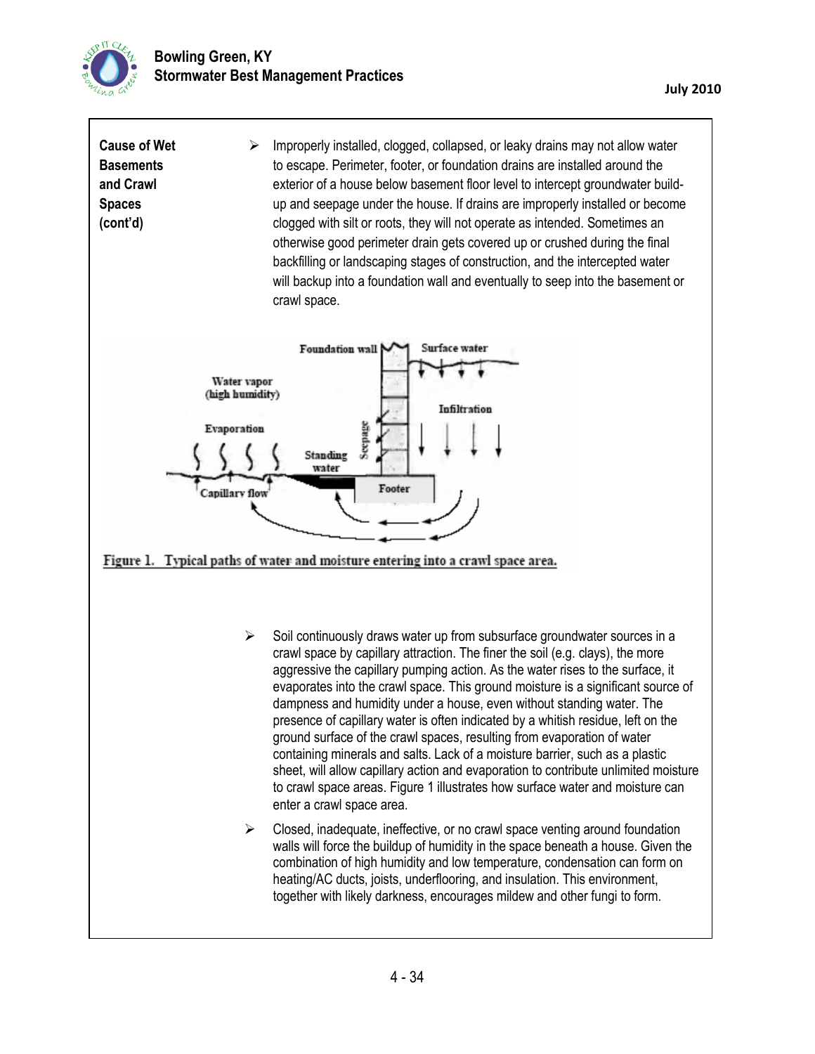**Cause of Wet Basements and Crawl Spaces (cont'd)**

- Improperly installed, clogged, collapsed, or leaky drains may not allow water to escape. Perimeter, footer, or foundation drains are installed around the exterior of a house below basement floor level to intercept groundwater build-up and seepage under the house. If drains are improperly installed or become clogged with silt or roots, they will not operate as intended. Sometimes an otherwise good perimeter drain gets covered up or crushed during the final backfilling or landscaping stages of construction, and the intercepted water will backup into a foundation wall and eventually to seep into the basement or crawl space.

Figure 1. Typical paths of water and moisture entering into a crawl space area.

- Soil continuously draws water up from subsurface groundwater sources in a crawl space by capillary attraction. The finer the soil (e.g. clays), the more aggressive the capillary pumping action. As the water rises to the surface, it evaporates into the crawl space. This ground moisture is a significant source of dampness and humidity under a house, even without standing water. The presence of capillary water is often indicated by a whitish residue, left on the ground surface of the crawl spaces, resulting from evaporation of water containing minerals and salts. Lack of a moisture barrier, such as a plastic sheet, will allow capillary action and evaporation to contribute unlimited moisture to crawl space areas. Figure 1 illustrates how surface water and moisture can enter a crawl space area.

- Closed, inadequate, ineffective, or no crawl space venting around foundation walls will force the buildup of humidity in the space beneath a house. Given the combination of high humidity and low temperature, condensation can form on heating/AC ducts, joists, underflooring, and insulation. This environment, together with likely darkness, encourages mildew and other fungi to form.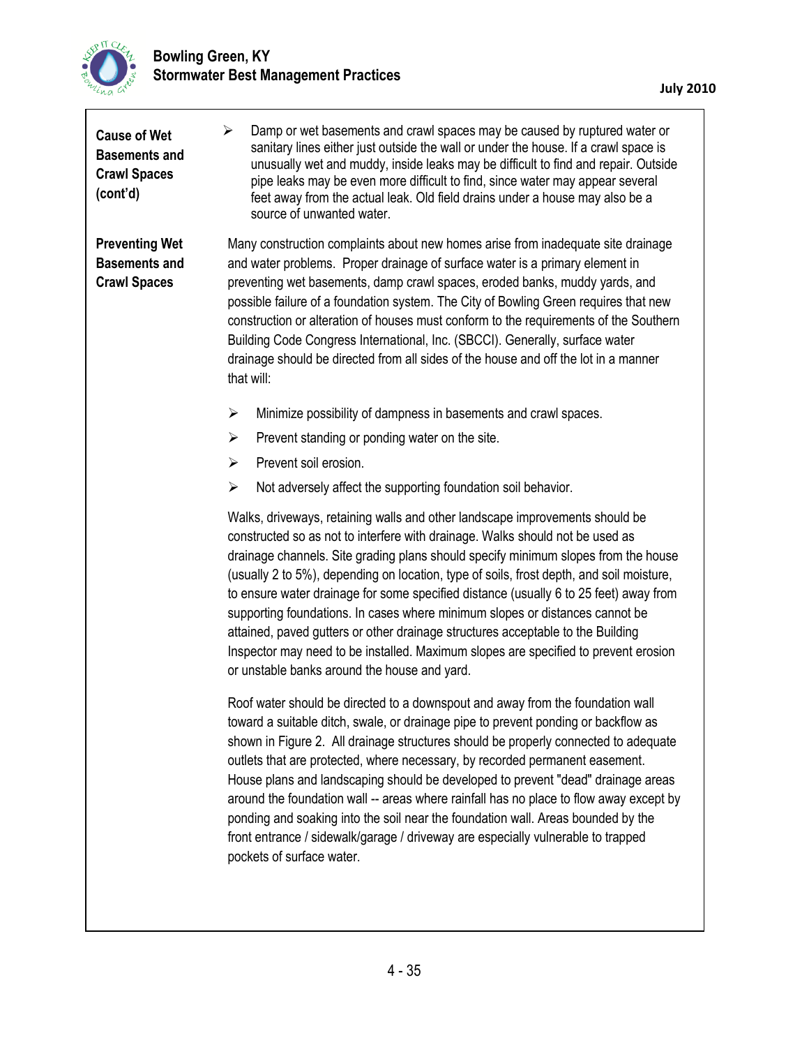**Cause of Wet Basements and Crawl Spaces (cont'd)**

- Damp or wet basements and crawl spaces may be caused by ruptured water or sanitary lines either just outside the wall or under the house. If a crawl space is unusually wet and muddy, inside leaks may be difficult to find and repair. Outside pipe leaks may be even more difficult to find, since water may appear several feet away from the actual leak. Old field drains under a house may also be a source of unwanted water.

**Preventing Wet Basements and Crawl Spaces**

Many construction complaints about new homes arise from inadequate site drainage and water problems. Proper drainage of surface water is a primary element in preventing wet basements, damp crawl spaces, eroded banks, muddy yards, and possible failure of a foundation system. The City of Bowling Green requires that new construction or alteration of houses must conform to the requirements of the Southern Building Code Congress International, Inc. (SBCCI). Generally, surface water drainage should be directed from all sides of the house and off the lot in a manner that will:

- Minimize possibility of dampness in basements and crawl spaces.
- Prevent standing or ponding water on the site.
- Prevent soil erosion.
- Not adversely affect the supporting foundation soil behavior.

Walks, driveways, retaining walls and other landscape improvements should be constructed so as not to interfere with drainage. Walks should not be used as drainage channels. Site grading plans should specify minimum slopes from the house (usually 2 to 5%), depending on location, type of soils, frost depth, and soil moisture, to ensure water drainage for some specified distance (usually 6 to 25 feet) away from supporting foundations. In cases where minimum slopes or distances cannot be attained, paved gutters or other drainage structures acceptable to the Building Inspector may need to be installed. Maximum slopes are specified to prevent erosion or unstable banks around the house and yard.

Roof water should be directed to a downspout and away from the foundation wall toward a suitable ditch, swale, or drainage pipe to prevent ponding or backflow as shown in Figure 2. All drainage structures should be properly connected to adequate outlets that are protected, where necessary, by recorded permanent easement. House plans and landscaping should be developed to prevent "dead" drainage areas around the foundation wall -- areas where rainfall has no place to flow away except by ponding and soaking into the soil near the foundation wall. Areas bounded by the front entrance / sidewalk/garage / driveway are especially vulnerable to trapped pockets of surface water.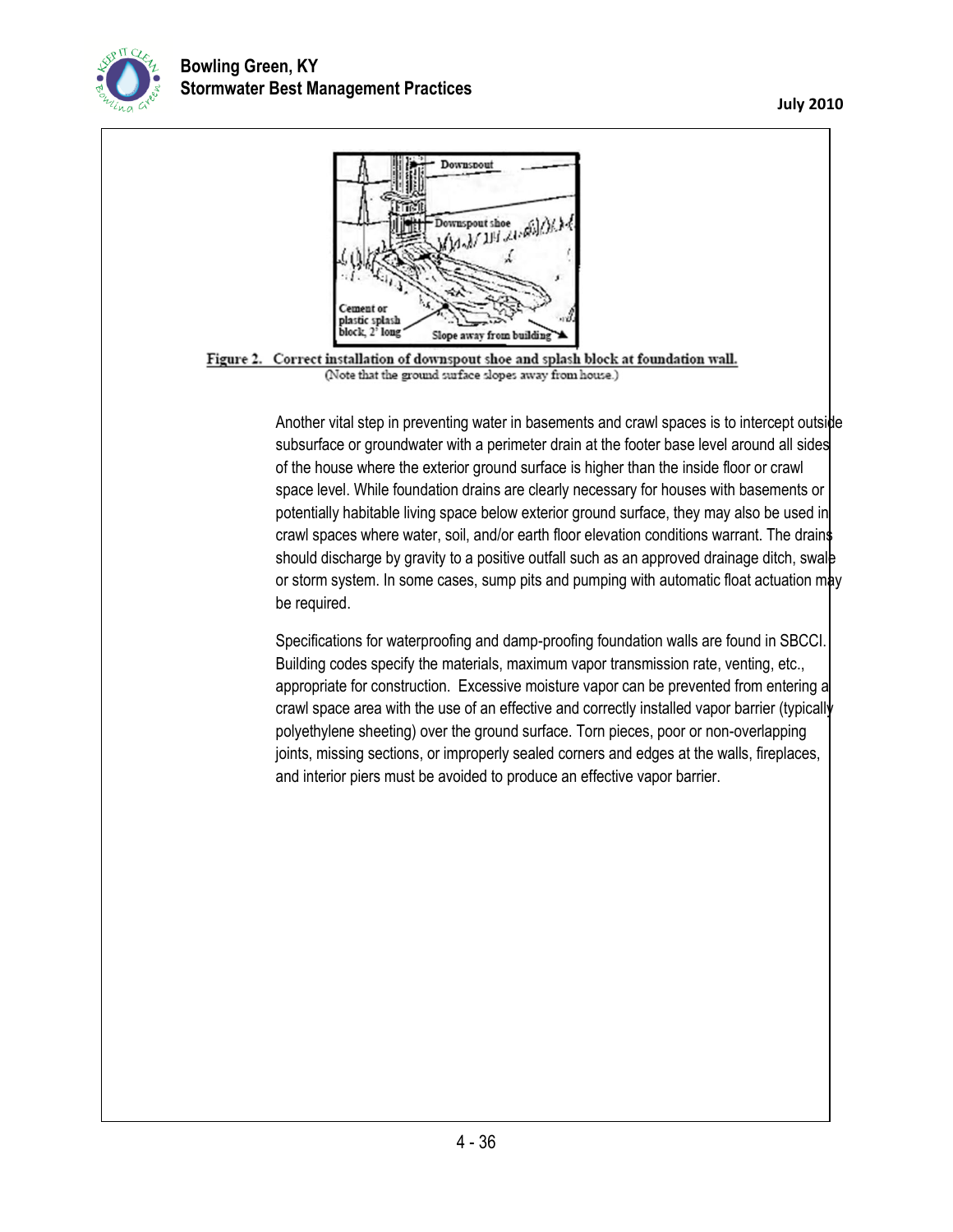Figure 2. Correct installation of downspout shoe and splash block at foundation wall.
(Note that the ground surface slopes away from house.)

Another vital step in preventing water in basements and crawl spaces is to intercept outside subsurface or groundwater with a perimeter drain at the footer base level around all sides of the house where the exterior ground surface is higher than the inside floor or crawl space level. While foundation drains are clearly necessary for houses with basements or potentially habitable living space below exterior ground surface, they may also be used in crawl spaces where water, soil, and/or earth floor elevation conditions warrant. The drains should discharge by gravity to a positive outfall such as an approved drainage ditch, swale or storm system. In some cases, sump pits and pumping with automatic float actuation may be required.

Specifications for waterproofing and damp-proofing foundation walls are found in SBCCI. Building codes specify the materials, maximum vapor transmission rate, venting, etc., appropriate for construction. Excessive moisture vapor can be prevented from entering a crawl space area with the use of an effective and correctly installed vapor barrier (typically polyethylene sheeting) over the ground surface. Torn pieces, poor or non-overlapping joints, missing sections, or improperly sealed corners and edges at the walls, fireplaces, and interior piers must be avoided to produce an effective vapor barrier.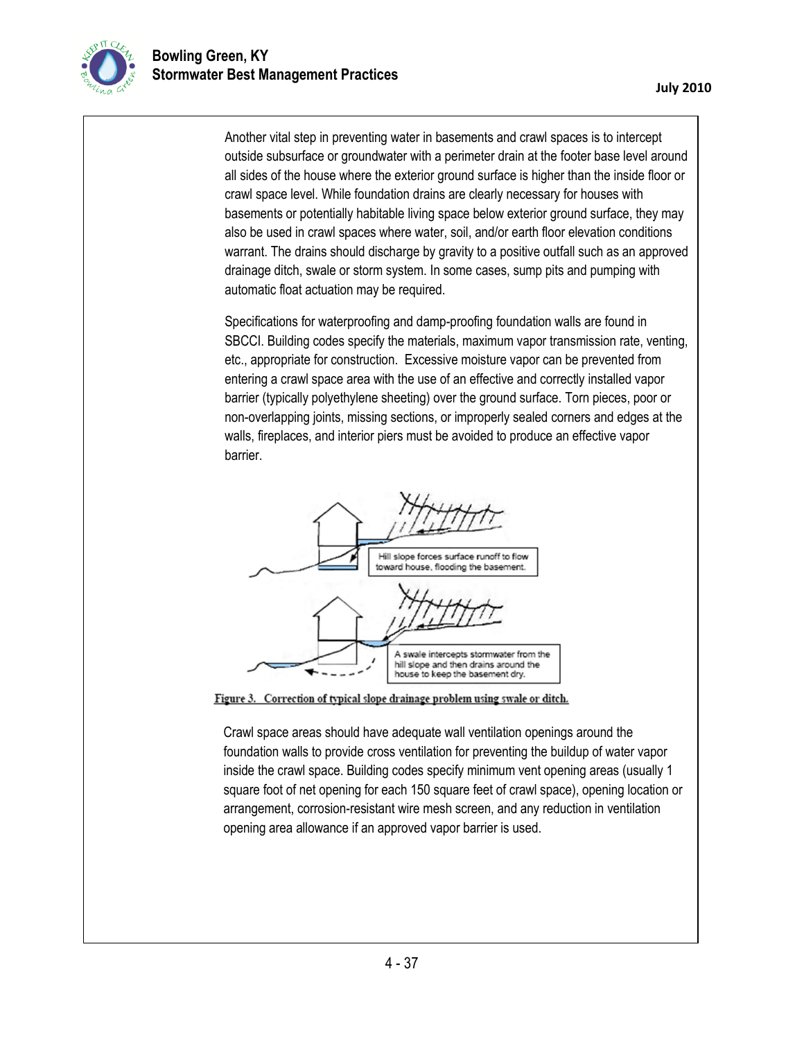Another vital step in preventing water in basements and crawl spaces is to intercept outside subsurface or groundwater with a perimeter drain at the footer base level around all sides of the house where the exterior ground surface is higher than the inside floor or crawl space level. While foundation drains are clearly necessary for houses with basements or potentially habitable living space below exterior ground surface, they may also be used in crawl spaces where water, soil, and/or earth floor elevation conditions warrant. The drains should discharge by gravity to a positive outfall such as an approved drainage ditch, swale or storm system. In some cases, sump pits and pumping with automatic float actuation may be required.

Specifications for waterproofing and damp-proofing foundation walls are found in SBCCI. Building codes specify the materials, maximum vapor transmission rate, venting, etc., appropriate for construction. Excessive moisture vapor can be prevented from entering a crawl space area with the use of an effective and correctly installed vapor barrier (typically polyethylene sheeting) over the ground surface. Torn pieces, poor or non-overlapping joints, missing sections, or improperly sealed corners and edges at the walls, fireplaces, and interior piers must be avoided to produce an effective vapor barrier.

Hill slope forces surface runoff to flow toward house, flooding the basement.

A swale intercepts stormwater from the hill slope and then drains around the house to keep the basement dry.

Figure 3. Correction of typical slope drainage problem using swale or ditch.

Crawl space areas should have adequate wall ventilation openings around the foundation walls to provide cross ventilation for preventing the buildup of water vapor inside the crawl space. Building codes specify minimum vent opening areas (usually 1 square foot of net opening for each 150 square feet of crawl space), opening location or arrangement, corrosion-resistant wire mesh screen, and any reduction in ventilation opening area allowance if an approved vapor barrier is used.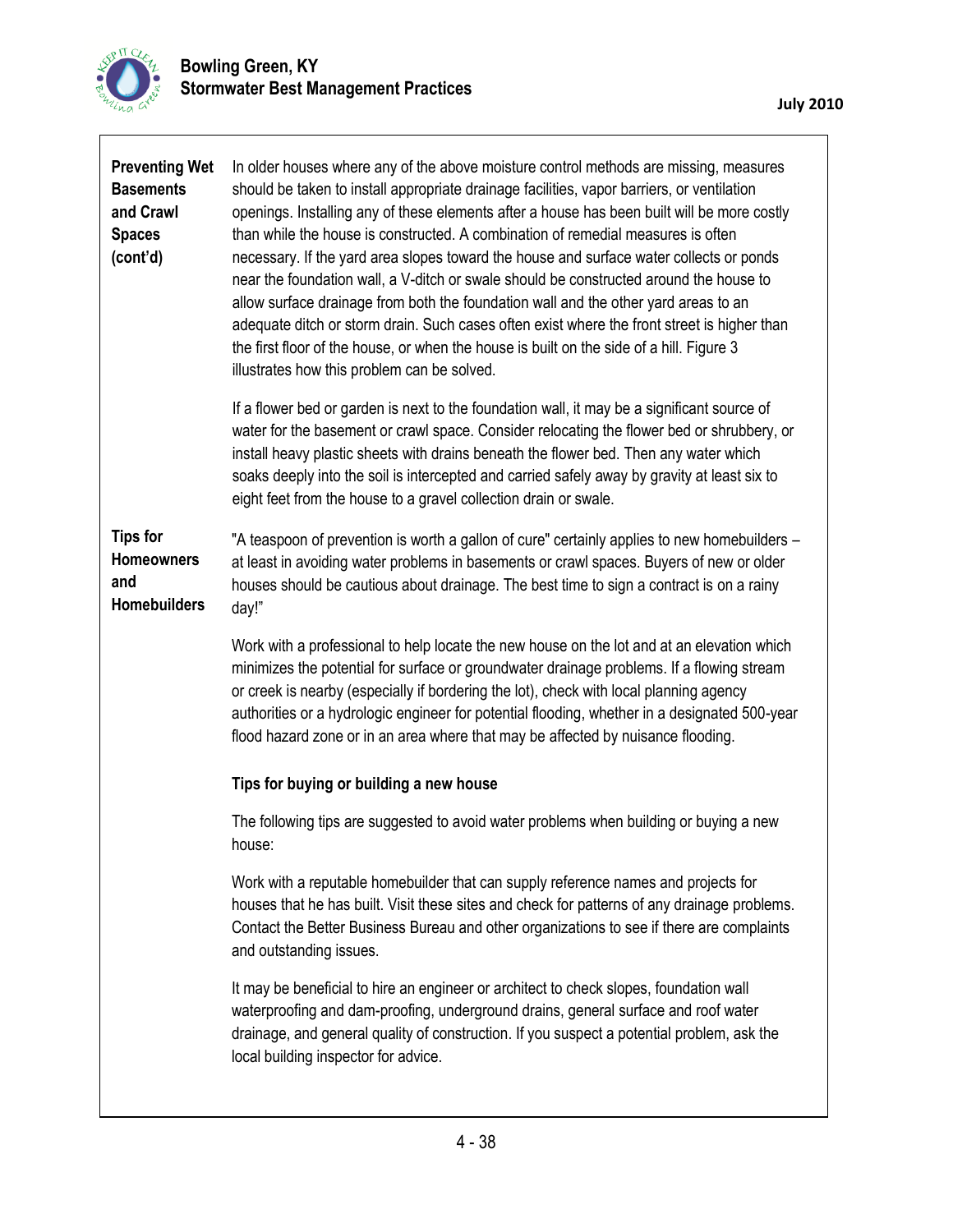**Preventing Wet Basements and Crawl Spaces (cont'd)**

In older houses where any of the above moisture control methods are missing, measures should be taken to install appropriate drainage facilities, vapor barriers, or ventilation openings. Installing any of these elements after a house has been built will be more costly than while the house is constructed. A combination of remedial measures is often necessary. If the yard area slopes toward the house and surface water collects or ponds near the foundation wall, a V-ditch or swale should be constructed around the house to allow surface drainage from both the foundation wall and the other yard areas to an adequate ditch or storm drain. Such cases often exist where the front street is higher than the first floor of the house, or when the house is built on the side of a hill. Figure 3 illustrates how this problem can be solved.

If a flower bed or garden is next to the foundation wall, it may be a significant source of water for the basement or crawl space. Consider relocating the flower bed or shrubbery, or install heavy plastic sheets with drains beneath the flower bed. Then any water which soaks deeply into the soil is intercepted and carried safely away by gravity at least six to eight feet from the house to a gravel collection drain or swale.

**Tips for Homeowners and Homebuilders**

"A teaspoon of prevention is worth a gallon of cure" certainly applies to new homebuilders – at least in avoiding water problems in basements or crawl spaces. Buyers of new or older houses should be cautious about drainage. The best time to sign a contract is on a rainy day!"

Work with a professional to help locate the new house on the lot and at an elevation which minimizes the potential for surface or groundwater drainage problems. If a flowing stream or creek is nearby (especially if bordering the lot), check with local planning agency authorities or a hydrologic engineer for potential flooding, whether in a designated 500-year flood hazard zone or in an area where that may be affected by nuisance flooding.

**Tips for buying or building a new house**

The following tips are suggested to avoid water problems when building or buying a new house:

Work with a reputable homebuilder that can supply reference names and projects for houses that he has built. Visit these sites and check for patterns of any drainage problems. Contact the Better Business Bureau and other organizations to see if there are complaints and outstanding issues.

It may be beneficial to hire an engineer or architect to check slopes, foundation wall waterproofing and dam-proofing, underground drains, general surface and roof water drainage, and general quality of construction. If you suspect a potential problem, ask the local building inspector for advice.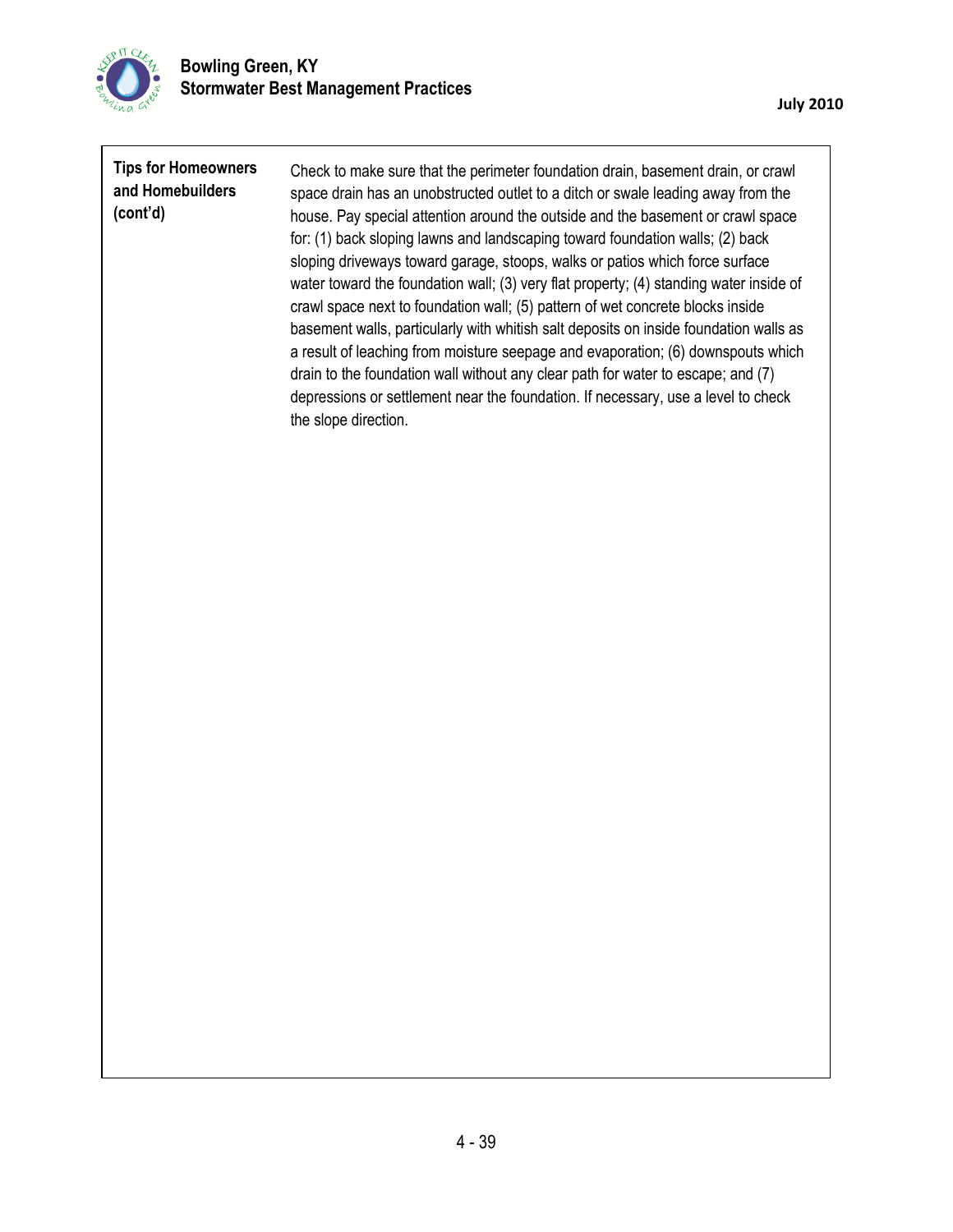| | |
|---|---|
| **Tips for Homeowners and Homebuilders (cont'd)** | Check to make sure that the perimeter foundation drain, basement drain, or crawl space drain has an unobstructed outlet to a ditch or swale leading away from the house. Pay special attention around the outside and the basement or crawl space for: (1) back sloping lawns and landscaping toward foundation walls; (2) back sloping driveways toward garage, stoops, walks or patios which force surface water toward the foundation wall; (3) very flat property; (4) standing water inside of crawl space next to foundation wall; (5) pattern of wet concrete blocks inside basement walls, particularly with whitish salt deposits on inside foundation walls as a result of leaching from moisture seepage and evaporation; (6) downspouts which drain to the foundation wall without any clear path for water to escape; and (7) depressions or settlement near the foundation. If necessary, use a level to check the slope direction. |